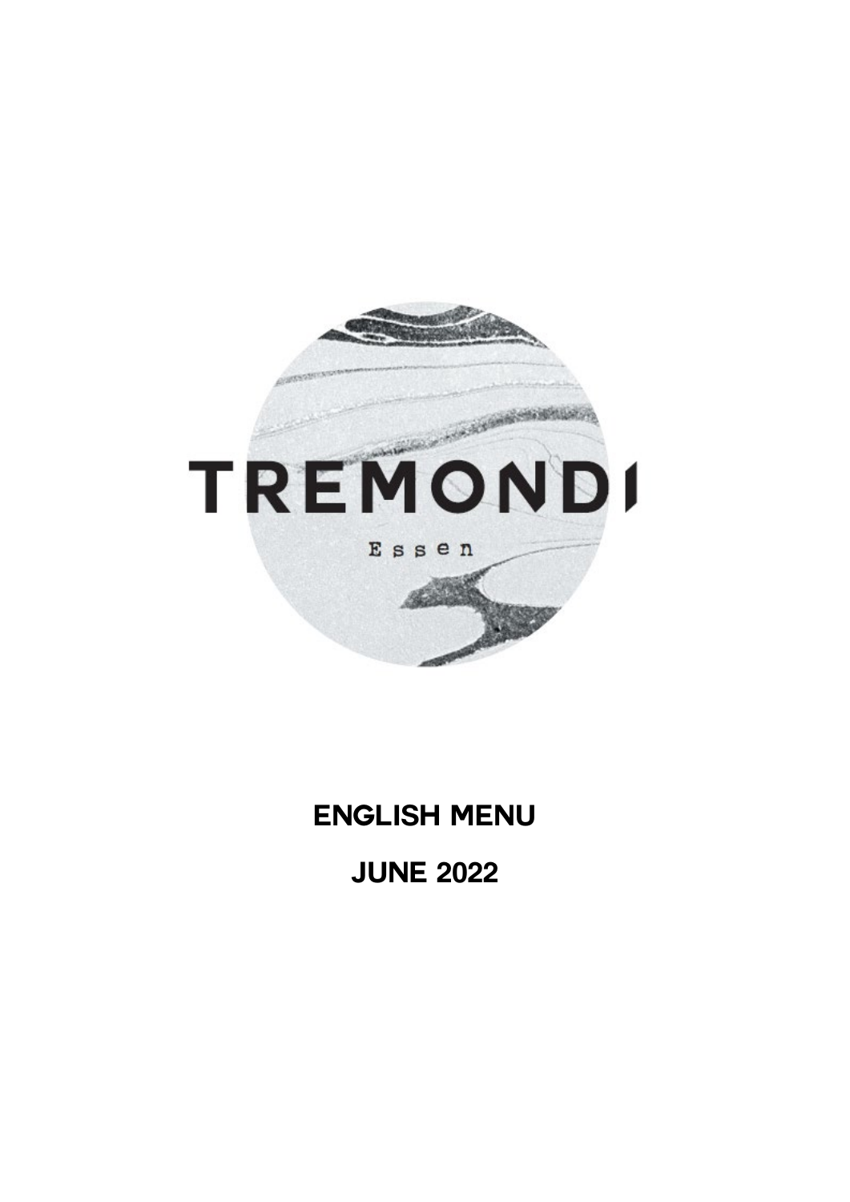# TREMONDI

Essen

## ENGLISH MENU

## JUNE 2022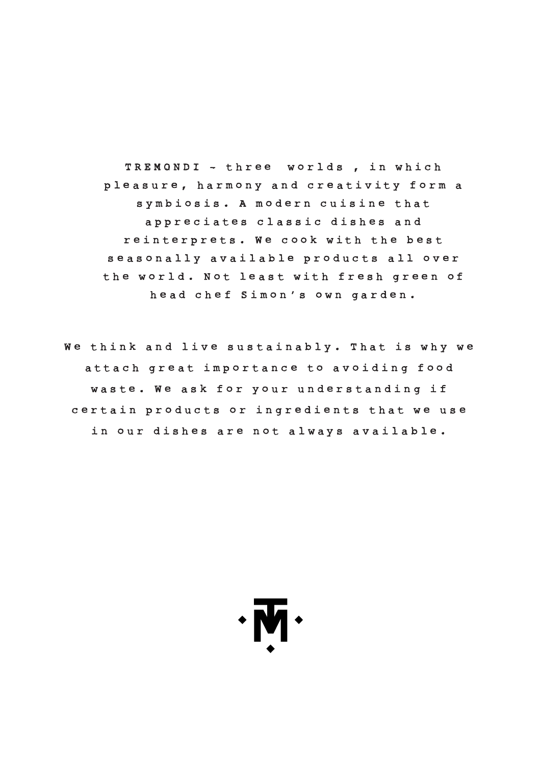TREMONDI - three worlds , in which pleasure, harmony and creativity form a symbiosis. A modern cuisine that appreciates classic dishes and reinterprets. We cook with the best seasonally available products all over the world. Not least with fresh green of head chef Simon's own garden.

We think and live sustainably. That is why we attach great importance to avoiding food waste. We ask for your understanding if certain products or ingredients that we use in our dishes are not always available.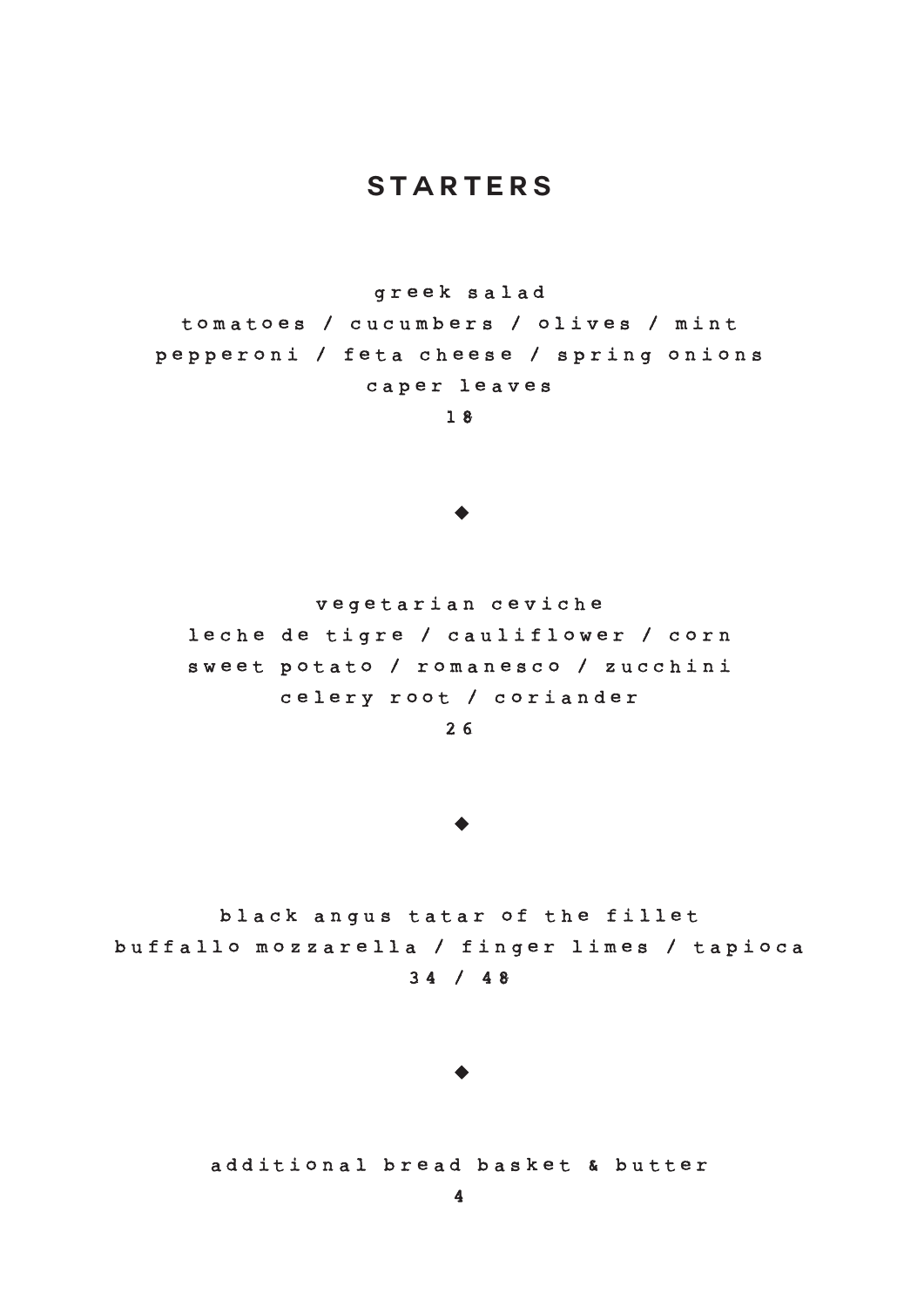# STARTERS

greek salad
tomatoes / cucumbers / olives / mint
pepperoni / feta cheese / spring onions
caper leaves
**18**

◆

vegetarian ceviche
leche de tigre / cauliflower / corn
sweet potato / romanesco / zucchini
celery root / coriander
**26**

◆

black angus tatar of the fillet
buffallo mozzarella / finger limes / tapioca
**34 / 48**

◆

additional bread basket & butter
**4**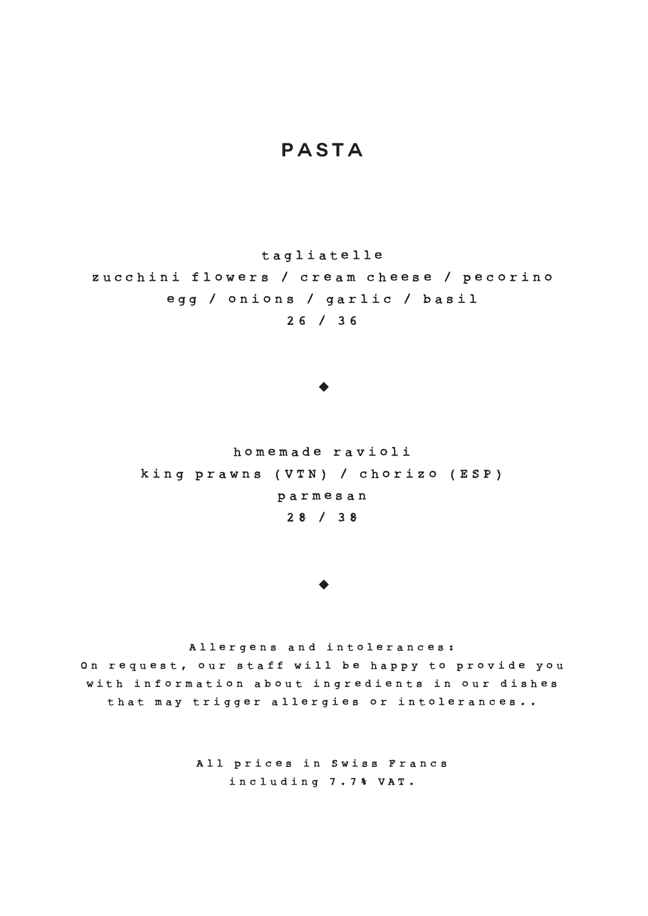# PASTA

tagliatelle
zucchini flowers / cream cheese / pecorino
egg / onions / garlic / basil
26 / 36

◆

homemade ravioli
king prawns (VTN) / chorizo (ESP)
parmesan
28 / 38

◆

Allergens and intolerances:
On request, our staff will be happy to provide you with information about ingredients in our dishes that may trigger allergies or intolerances..

All prices in Swiss Francs
including 7.7% VAT.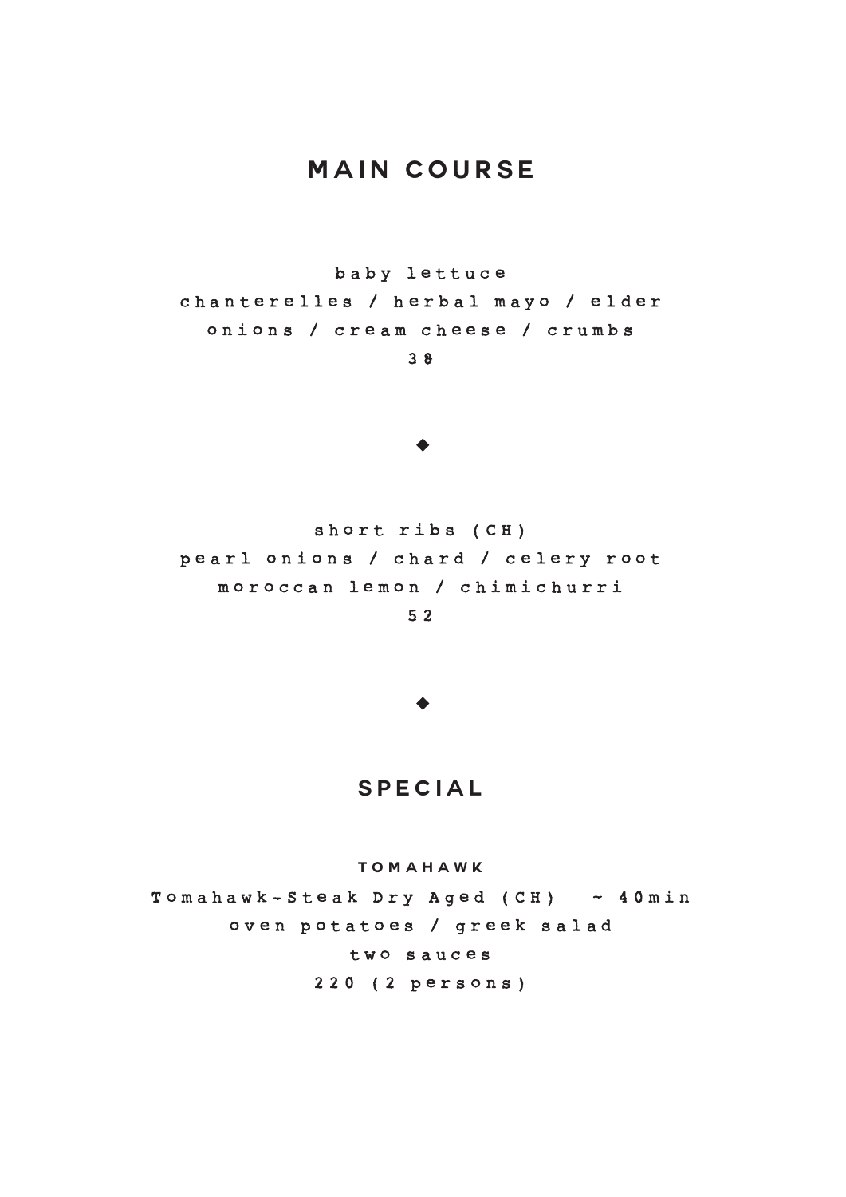# MAIN COURSE

baby lettuce
chanterelles / herbal mayo / elder
onions / cream cheese / crumbs
38

◆

short ribs (CH)
pearl onions / chard / celery root
moroccan lemon / chimichurri
52

◆

## SPECIAL

### TOMAHAWK

Tomahawk-Steak Dry Aged (CH) ~ 40min
oven potatoes / greek salad
two sauces
220 (2 persons)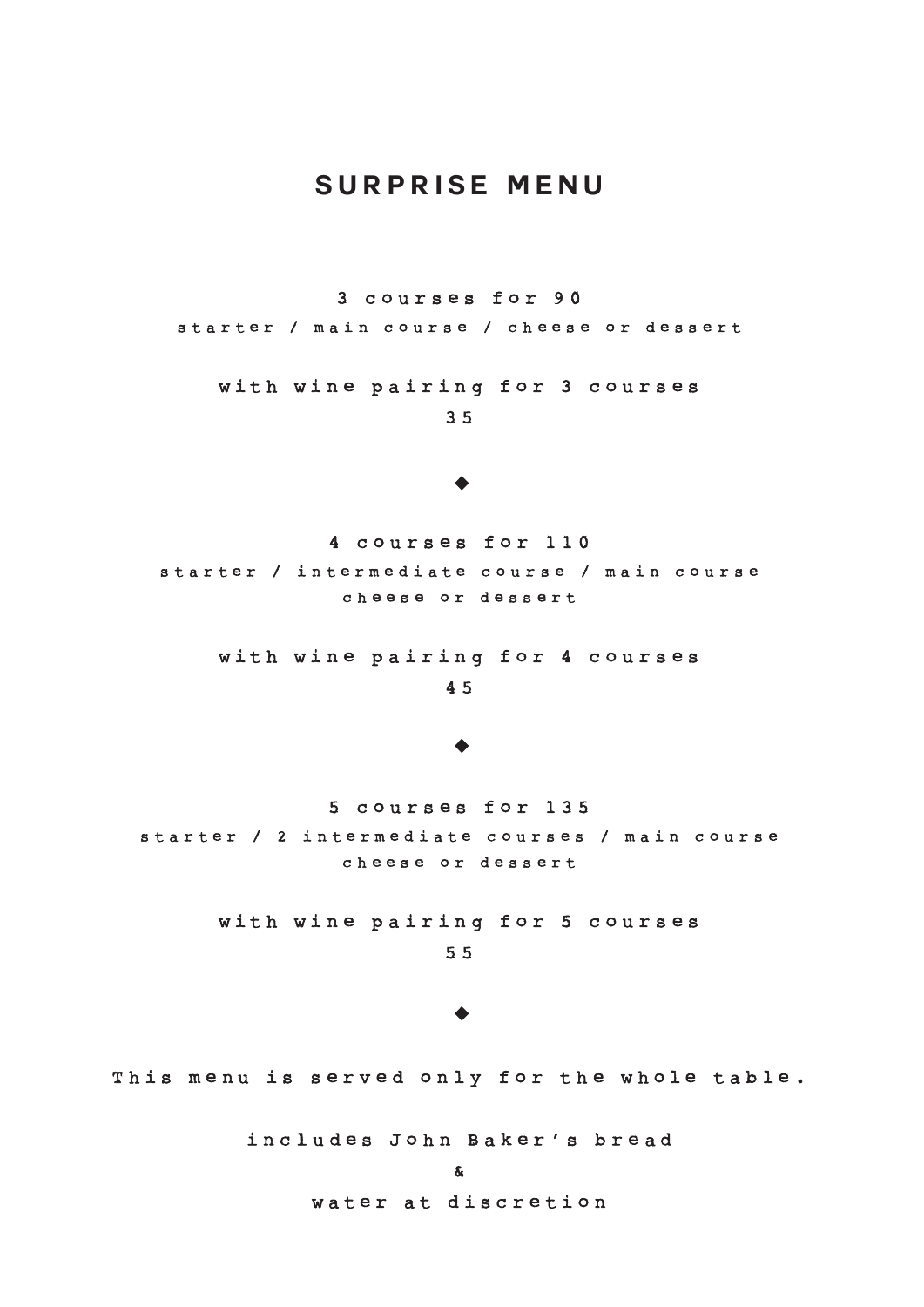# SURPRISE MENU

3 courses for 90

starter / main course / cheese or dessert

with wine pairing for 3 courses

35

◆

4 courses for 110

starter / intermediate course / main course
cheese or dessert

with wine pairing for 4 courses

45

◆

5 courses for 135

starter / 2 intermediate courses / main course
cheese or dessert

with wine pairing for 5 courses

55

◆

This menu is served only for the whole table.

includes John Baker's bread

&

water at discretion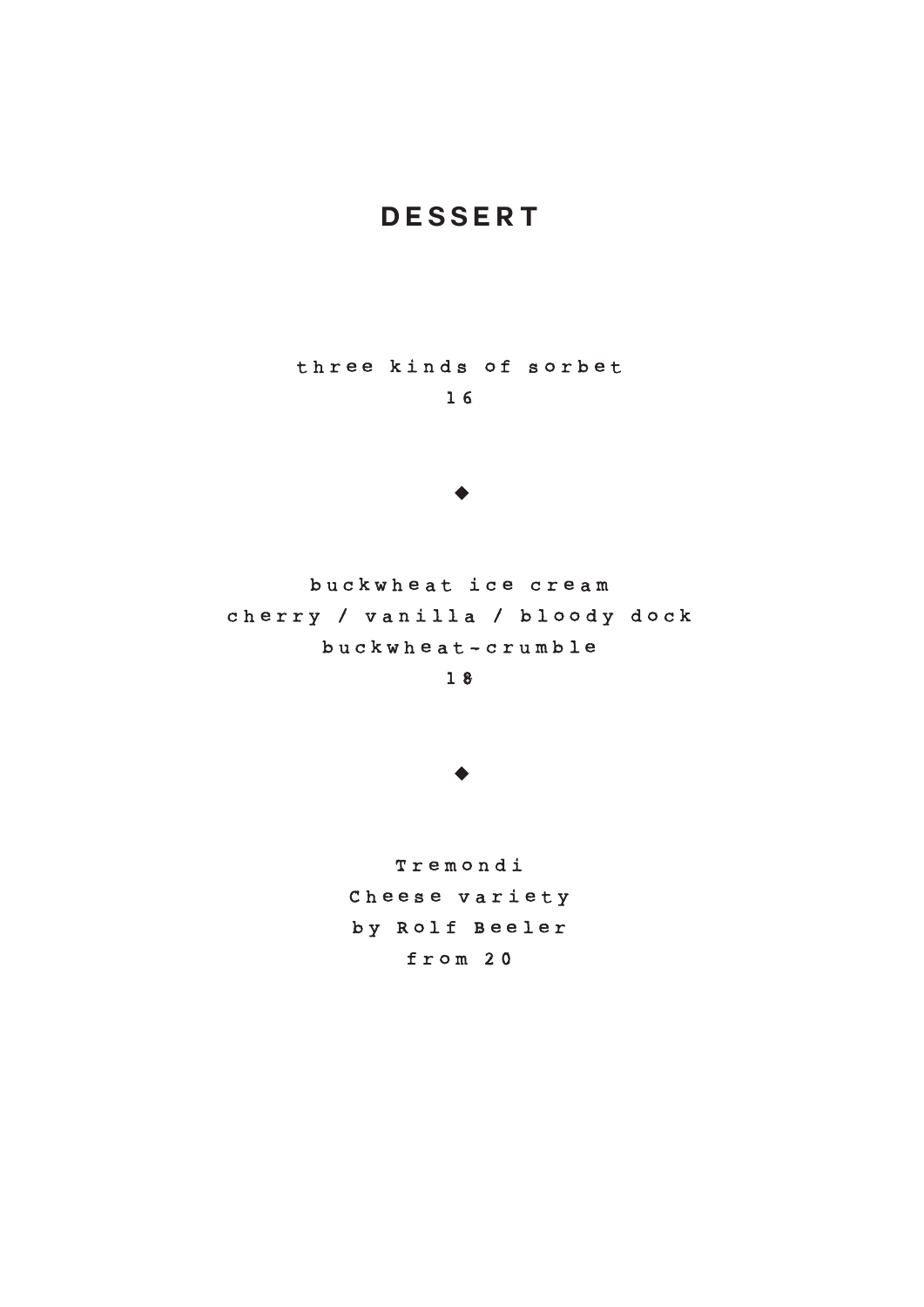# DESSERT

three kinds of sorbet
16

◆

buckwheat ice cream
cherry / vanilla / bloody dock
buckwheat-crumble
18

◆

Tremondi
Cheese variety
by Rolf Beeler
from 20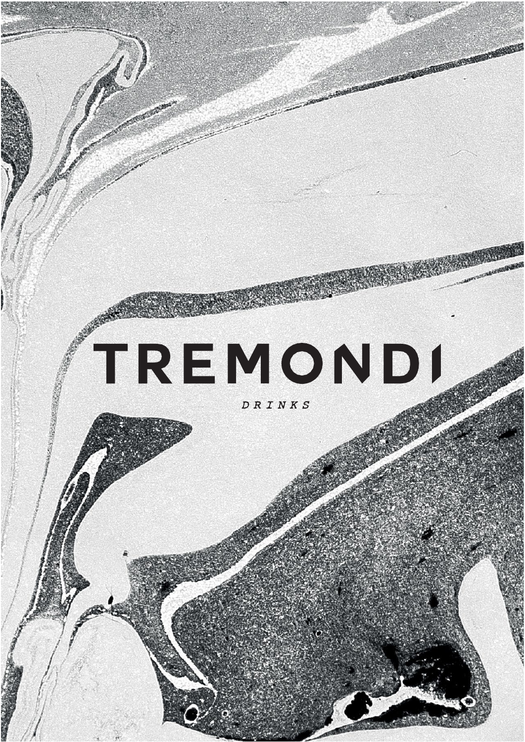# TREMONDI

*DRINKS*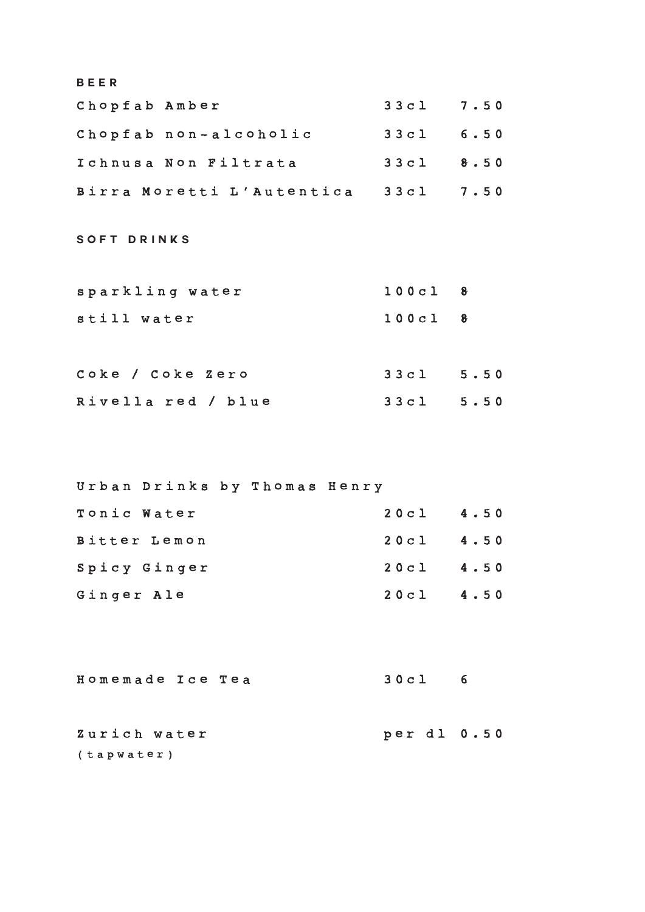## BEER

| | | |
|---|---|---|
| Chopfab Amber | 33cl | 7.50 |
| Chopfab non-alcoholic | 33cl | 6.50 |
| Ichnusa Non Filtrata | 33cl | 8.50 |
| Birra Moretti L'Autentica | 33cl | 7.50 |

## SOFT DRINKS

| | | |
|---|---|---|
| sparkling water | 100cl | 8 |
| still water | 100cl | 8 |

| | | |
|---|---|---|
| Coke / Coke Zero | 33cl | 5.50 |
| Rivella red / blue | 33cl | 5.50 |

Urban Drinks by Thomas Henry

| | | |
|---|---|---|
| Tonic Water | 20cl | 4.50 |
| Bitter Lemon | 20cl | 4.50 |
| Spicy Ginger | 20cl | 4.50 |
| Ginger Ale | 20cl | 4.50 |

| | | |
|---|---|---|
| Homemade Ice Tea | 30cl | 6 |

| | | |
|---|---|---|
| Zurich water<br>(tapwater) | per dl | 0.50 |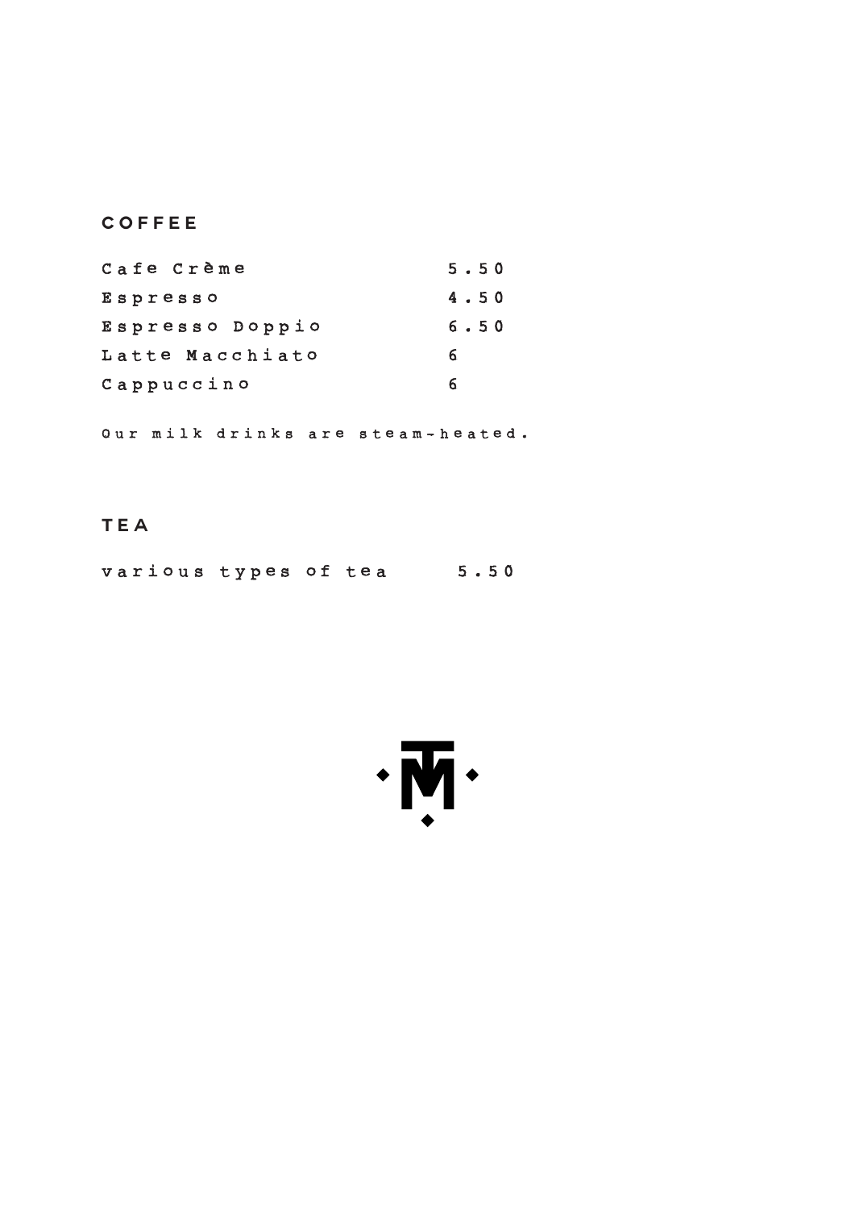## COFFEE

| | |
|---|---|
| Cafe Crème | 5.50 |
| Espresso | 4.50 |
| Espresso Doppio | 6.50 |
| Latte Macchiato | 6 |
| Cappuccino | 6 |

Our milk drinks are steam-heated.

## TEA

| | |
|---|---|
| various types of tea | 5.50 |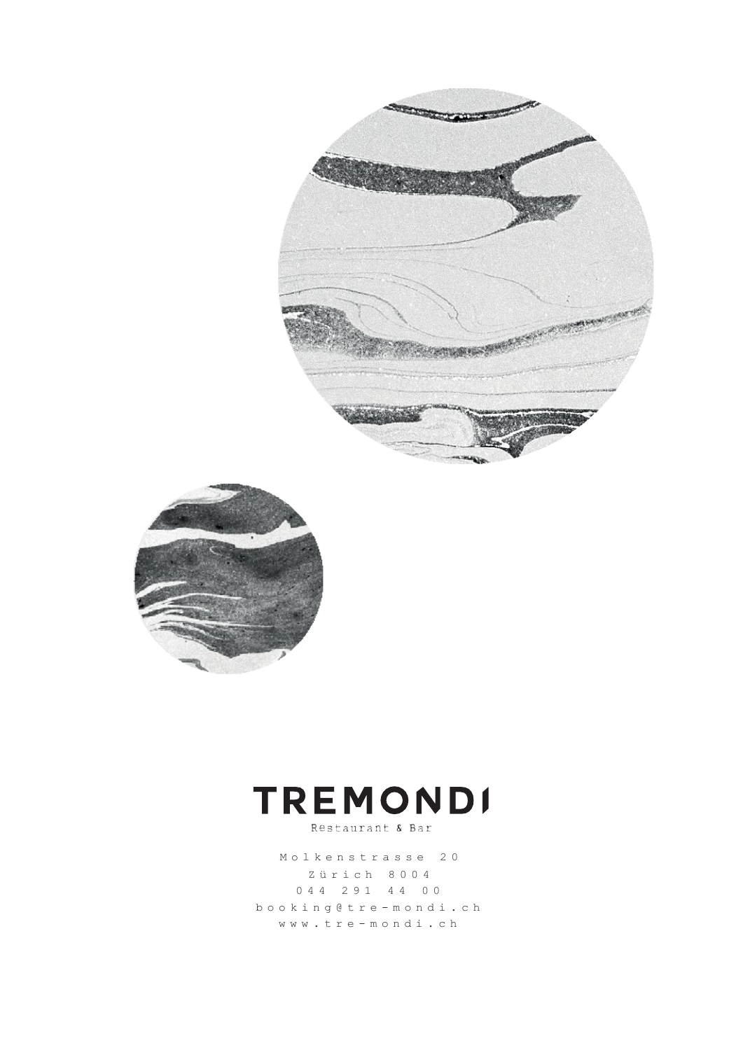# TREMONDI

Restaurant & Bar

Molkenstrasse 20
Zürich 8004
044 291 44 00
booking@tre-mondi.ch
www.tre-mondi.ch